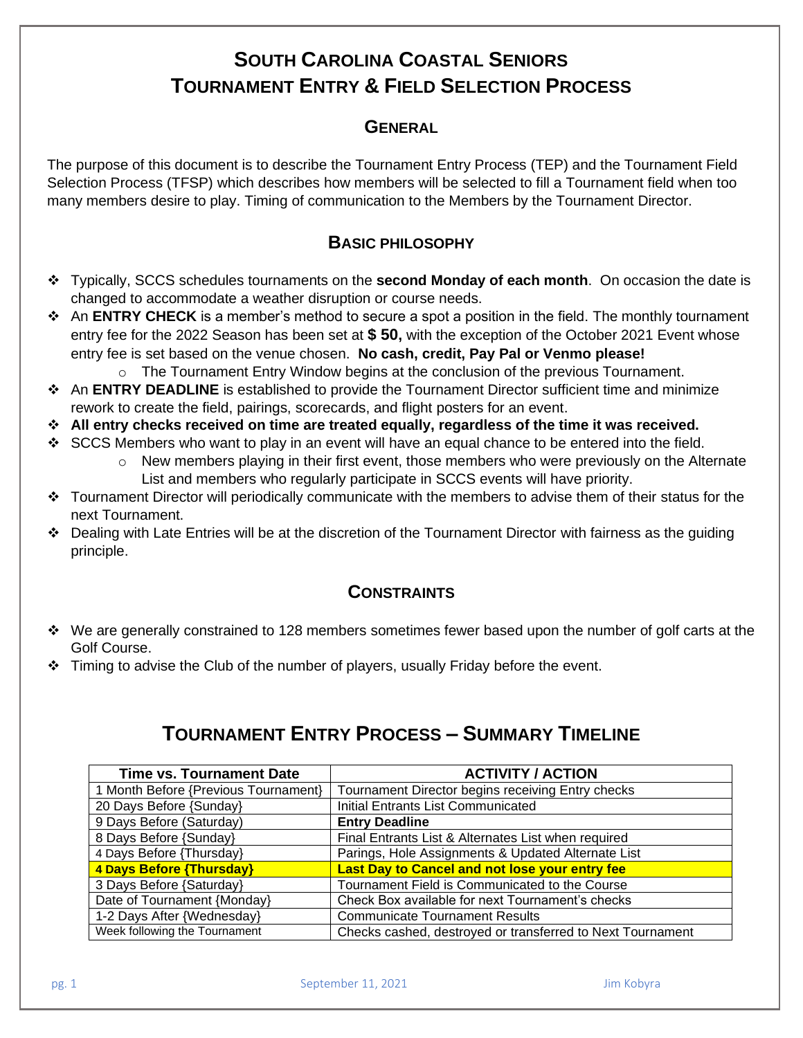# South Carolina Coastal Seniors
# Tournament Entry & Field Selection Process

## General

The purpose of this document is to describe the Tournament Entry Process (TEP) and the Tournament Field Selection Process (TFSP) which describes how members will be selected to fill a Tournament field when too many members desire to play. Timing of communication to the Members by the Tournament Director.

## Basic philosophy

- Typically, SCCS schedules tournaments on the **second Monday of each month**. On occasion the date is changed to accommodate a weather disruption or course needs.
- An **ENTRY CHECK** is a member's method to secure a spot a position in the field. The monthly tournament entry fee for the 2022 Season has been set at **$ 50,** with the exception of the October 2021 Event whose entry fee is set based on the venue chosen. **No cash, credit, Pay Pal or Venmo please!**
  - The Tournament Entry Window begins at the conclusion of the previous Tournament.
- An **ENTRY DEADLINE** is established to provide the Tournament Director sufficient time and minimize rework to create the field, pairings, scorecards, and flight posters for an event.
- **All entry checks received on time are treated equally, regardless of the time it was received.**
- SCCS Members who want to play in an event will have an equal chance to be entered into the field.
  - New members playing in their first event, those members who were previously on the Alternate List and members who regularly participate in SCCS events will have priority.
- Tournament Director will periodically communicate with the members to advise them of their status for the next Tournament.
- Dealing with Late Entries will be at the discretion of the Tournament Director with fairness as the guiding principle.

## Constraints

- We are generally constrained to 128 members sometimes fewer based upon the number of golf carts at the Golf Course.
- Timing to advise the Club of the number of players, usually Friday before the event.

## Tournament Entry Process – Summary Timeline

| Time vs. Tournament Date | ACTIVITY / ACTION |
|---|---|
| 1 Month Before {Previous Tournament} | Tournament Director begins receiving Entry checks |
| 20 Days Before {Sunday} | Initial Entrants List Communicated |
| 9 Days Before (Saturday) | **Entry Deadline** |
| 8 Days Before {Sunday} | Final Entrants List & Alternates List when required |
| 4 Days Before {Thursday} | Parings, Hole Assignments & Updated Alternate List |
| **4 Days Before {Thursday}** | **Last Day to Cancel and not lose your entry fee** |
| 3 Days Before {Saturday} | Tournament Field is Communicated to the Course |
| Date of Tournament {Monday} | Check Box available for next Tournament's checks |
| 1-2 Days After {Wednesday} | Communicate Tournament Results |
| Week following the Tournament | Checks cashed, destroyed or transferred to Next Tournament |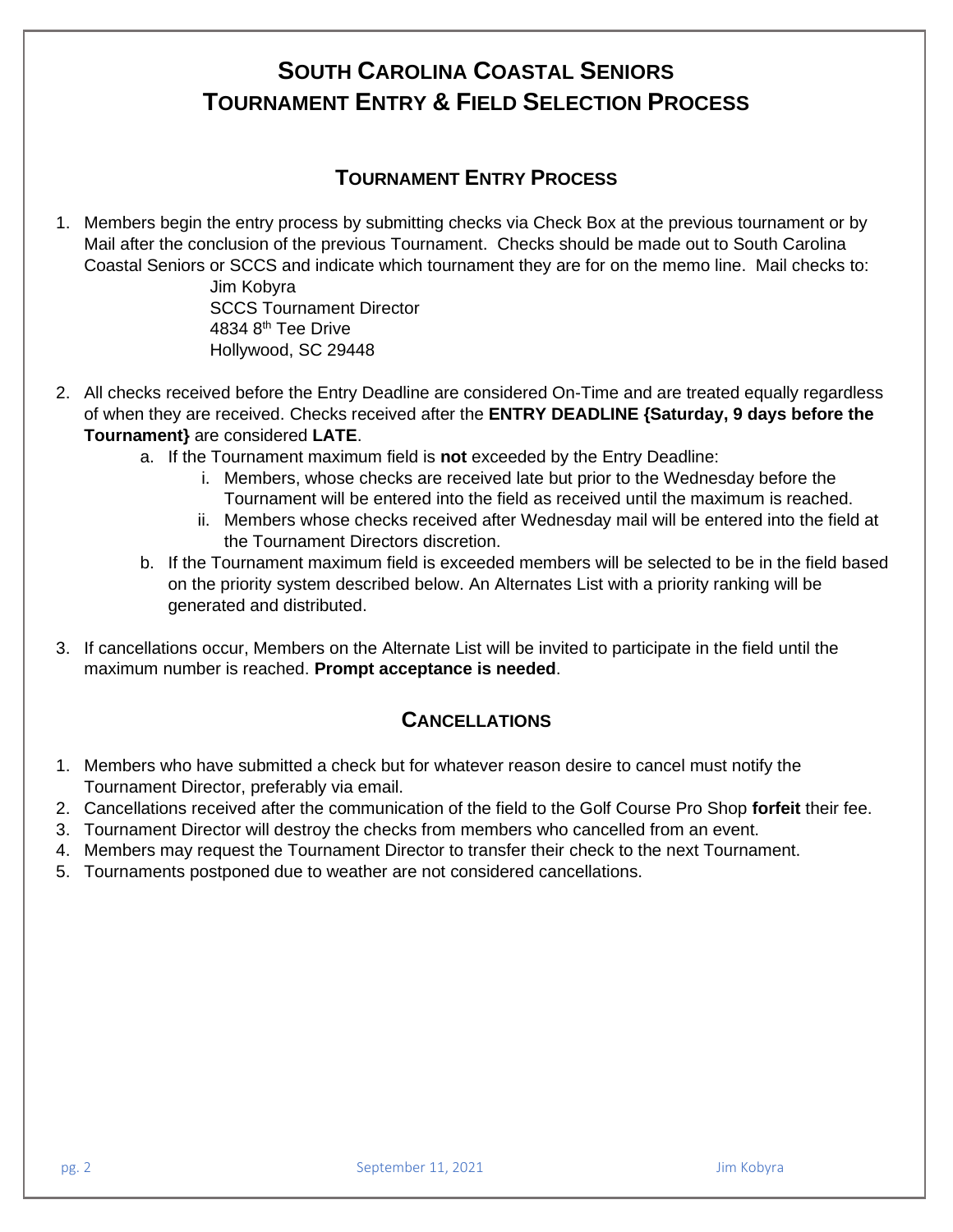# SOUTH CAROLINA COASTAL SENIORS
# TOURNAMENT ENTRY & FIELD SELECTION PROCESS

## TOURNAMENT ENTRY PROCESS

1. Members begin the entry process by submitting checks via Check Box at the previous tournament or by Mail after the conclusion of the previous Tournament. Checks should be made out to South Carolina Coastal Seniors or SCCS and indicate which tournament they are for on the memo line. Mail checks to:

   Jim Kobyra  
   SCCS Tournament Director  
   4834 8th Tee Drive  
   Hollywood, SC 29448

2. All checks received before the Entry Deadline are considered On-Time and are treated equally regardless of when they are received. Checks received after the **ENTRY DEADLINE {Saturday, 9 days before the Tournament}** are considered **LATE**.
   a. If the Tournament maximum field is **not** exceeded by the Entry Deadline:
      i. Members, whose checks are received late but prior to the Wednesday before the Tournament will be entered into the field as received until the maximum is reached.
      ii. Members whose checks received after Wednesday mail will be entered into the field at the Tournament Directors discretion.
   b. If the Tournament maximum field is exceeded members will be selected to be in the field based on the priority system described below. An Alternates List with a priority ranking will be generated and distributed.

3. If cancellations occur, Members on the Alternate List will be invited to participate in the field until the maximum number is reached. **Prompt acceptance is needed**.

## CANCELLATIONS

1. Members who have submitted a check but for whatever reason desire to cancel must notify the Tournament Director, preferably via email.
2. Cancellations received after the communication of the field to the Golf Course Pro Shop **forfeit** their fee.
3. Tournament Director will destroy the checks from members who cancelled from an event.
4. Members may request the Tournament Director to transfer their check to the next Tournament.
5. Tournaments postponed due to weather are not considered cancellations.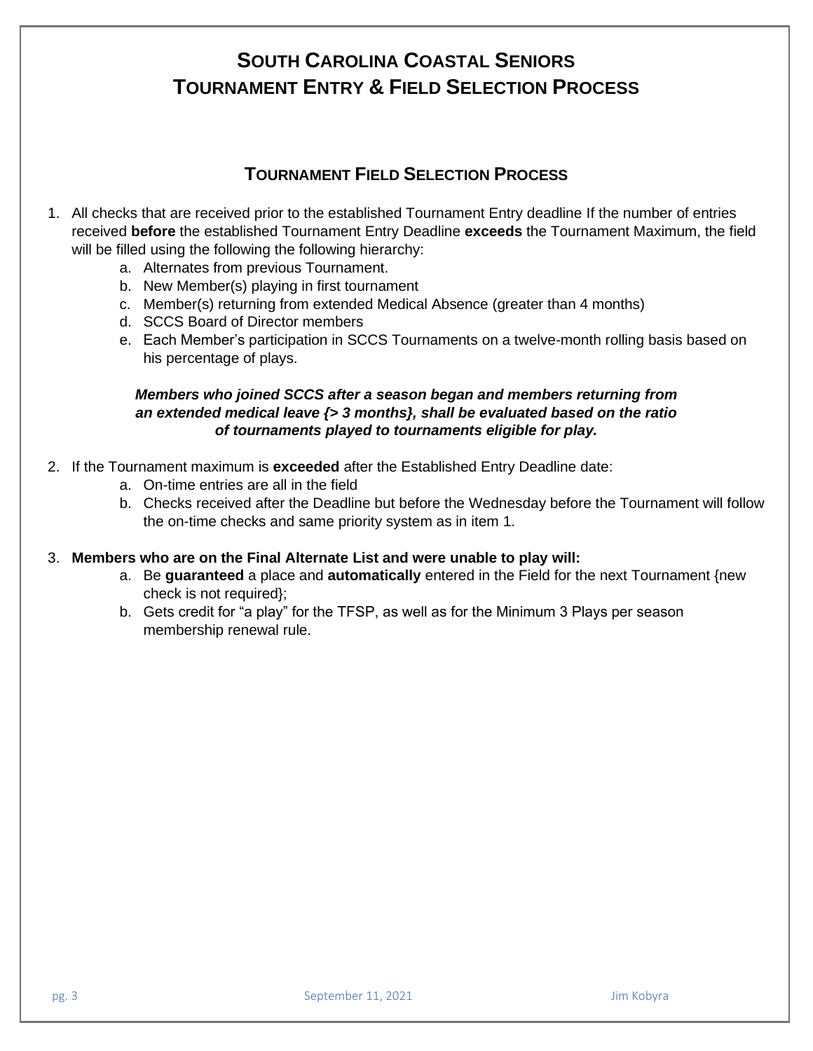# SOUTH CAROLINA COASTAL SENIORS
# TOURNAMENT ENTRY & FIELD SELECTION PROCESS

## TOURNAMENT FIELD SELECTION PROCESS

1. All checks that are received prior to the established Tournament Entry deadline If the number of entries received **before** the established Tournament Entry Deadline **exceeds** the Tournament Maximum, the field will be filled using the following the following hierarchy:
   a. Alternates from previous Tournament.
   b. New Member(s) playing in first tournament
   c. Member(s) returning from extended Medical Absence (greater than 4 months)
   d. SCCS Board of Director members
   e. Each Member's participation in SCCS Tournaments on a twelve-month rolling basis based on his percentage of plays.

***Members who joined SCCS after a season began and members returning from an extended medical leave {> 3 months}, shall be evaluated based on the ratio of tournaments played to tournaments eligible for play.***

2. If the Tournament maximum is **exceeded** after the Established Entry Deadline date:
   a. On-time entries are all in the field
   b. Checks received after the Deadline but before the Wednesday before the Tournament will follow the on-time checks and same priority system as in item 1.

3. **Members who are on the Final Alternate List and were unable to play will:**
   a. Be **guaranteed** a place and **automatically** entered in the Field for the next Tournament {new check is not required};
   b. Gets credit for "a play" for the TFSP, as well as for the Minimum 3 Plays per season membership renewal rule.